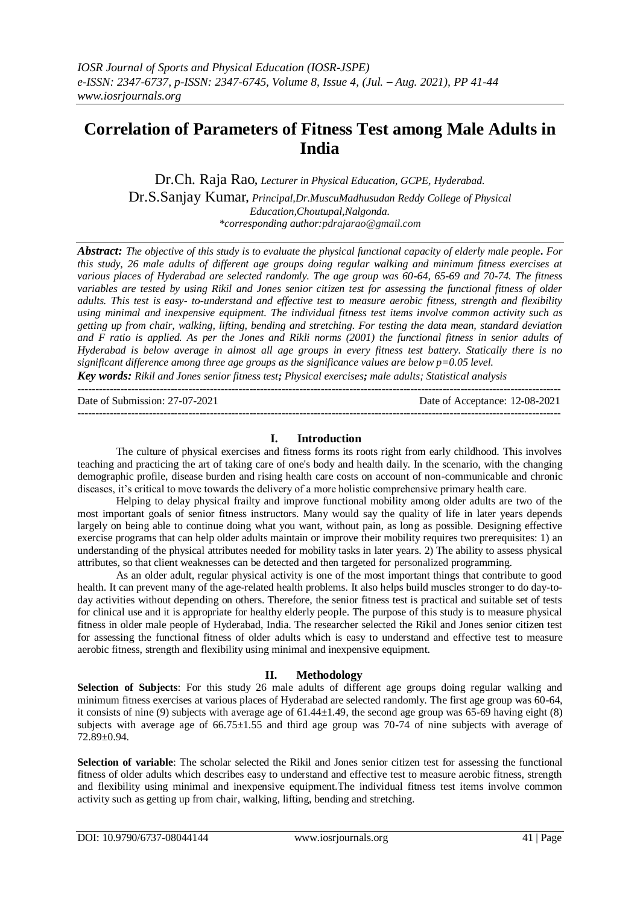# Correlation of Parameters of Fitness Test among Male Adults in India

Dr.Ch. Raja Rao, *Lecturer in Physical Education, GCPE, Hyderabad.*

Dr.S.Sanjay Kumar, *Principal,Dr.MuscuMadhusudan Reddy College of Physical Education,Choutupal,Nalgonda.*

*\*corresponding author:pdrajarao@gmail.com*

***Abstract:*** *The objective of this study is to evaluate the physical functional capacity of elderly male people. For this study, 26 male adults of different age groups doing regular walking and minimum fitness exercises at various places of Hyderabad are selected randomly. The age group was 60-64, 65-69 and 70-74. The fitness variables are tested by using Rikil and Jones senior citizen test for assessing the functional fitness of older adults. This test is easy- to-understand and effective test to measure aerobic fitness, strength and flexibility using minimal and inexpensive equipment. The individual fitness test items involve common activity such as getting up from chair, walking, lifting, bending and stretching. For testing the data mean, standard deviation and F ratio is applied. As per the Jones and Rikli norms (2001) the functional fitness in senior adults of Hyderabad is below average in almost all age groups in every fitness test battery. Statically there is no significant difference among three age groups as the significance values are below p=0.05 level.*

***Key words:*** *Rikil and Jones senior fitness test; Physical exercises; male adults; Statistical analysis*

Date of Submission: 27-07-2021 Date of Acceptance: 12-08-2021

## I. Introduction

The culture of physical exercises and fitness forms its roots right from early childhood. This involves teaching and practicing the art of taking care of one's body and health daily. In the scenario, with the changing demographic profile, disease burden and rising health care costs on account of non-communicable and chronic diseases, it's critical to move towards the delivery of a more holistic comprehensive primary health care.

Helping to delay physical frailty and improve functional mobility among older adults are two of the most important goals of senior fitness instructors. Many would say the quality of life in later years depends largely on being able to continue doing what you want, without pain, as long as possible. Designing effective exercise programs that can help older adults maintain or improve their mobility requires two prerequisites: 1) an understanding of the physical attributes needed for mobility tasks in later years. 2) The ability to assess physical attributes, so that client weaknesses can be detected and then targeted for personalized programming.

As an older adult, regular physical activity is one of the most important things that contribute to good health. It can prevent many of the age-related health problems. It also helps build muscles stronger to do day-to-day activities without depending on others. Therefore, the senior fitness test is practical and suitable set of tests for clinical use and it is appropriate for healthy elderly people. The purpose of this study is to measure physical fitness in older male people of Hyderabad, India. The researcher selected the Rikil and Jones senior citizen test for assessing the functional fitness of older adults which is easy to understand and effective test to measure aerobic fitness, strength and flexibility using minimal and inexpensive equipment.

## II. Methodology

**Selection of Subjects**: For this study 26 male adults of different age groups doing regular walking and minimum fitness exercises at various places of Hyderabad are selected randomly. The first age group was 60-64, it consists of nine (9) subjects with average age of 61.44±1.49, the second age group was 65-69 having eight (8) subjects with average age of 66.75±1.55 and third age group was 70-74 of nine subjects with average of 72.89±0.94.

**Selection of variable**: The scholar selected the Rikil and Jones senior citizen test for assessing the functional fitness of older adults which describes easy to understand and effective test to measure aerobic fitness, strength and flexibility using minimal and inexpensive equipment.The individual fitness test items involve common activity such as getting up from chair, walking, lifting, bending and stretching.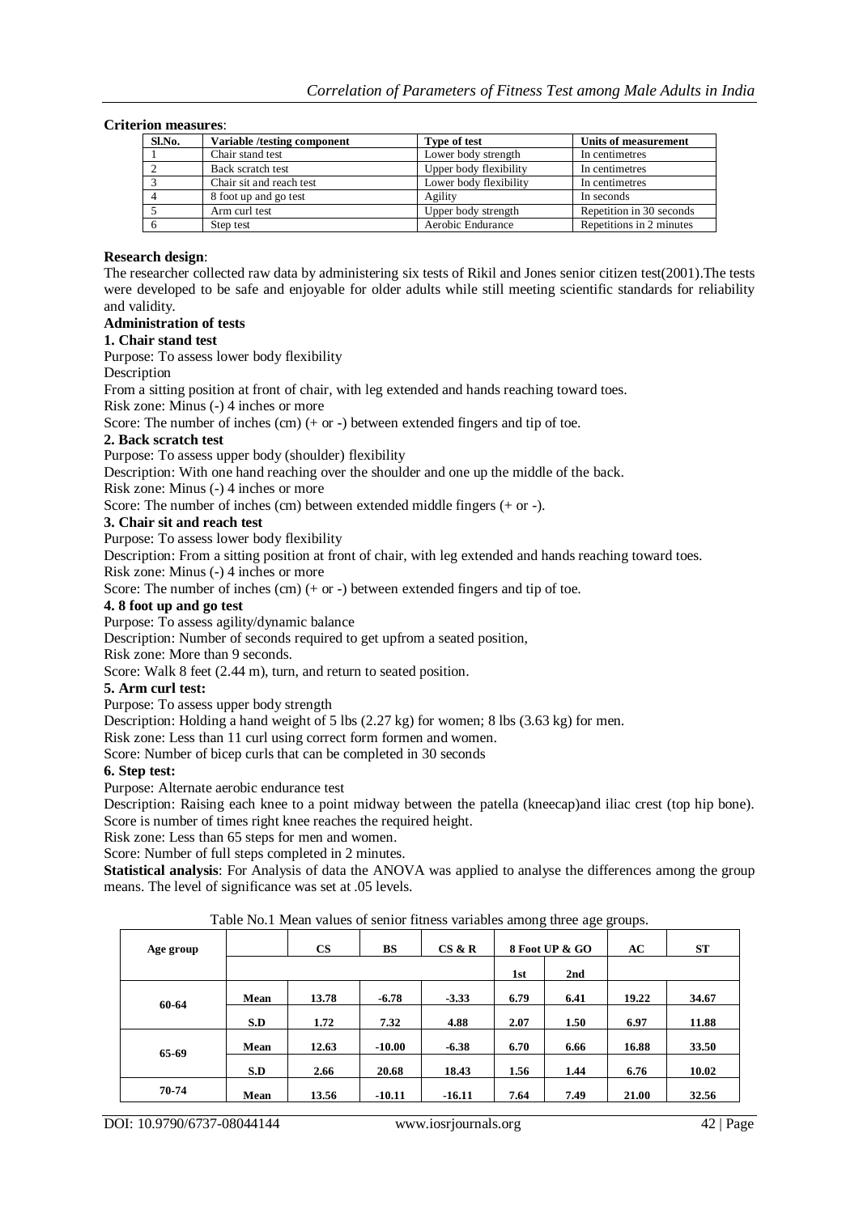**Criterion measures**:

| Sl.No. | Variable /testing component | Type of test | Units of measurement |
|---|---|---|---|
| 1 | Chair stand test | Lower body strength | In centimetres |
| 2 | Back scratch test | Upper body flexibility | In centimetres |
| 3 | Chair sit and reach test | Lower body flexibility | In centimetres |
| 4 | 8 foot up and go test | Agility | In seconds |
| 5 | Arm curl test | Upper body strength | Repetition in 30 seconds |
| 6 | Step test | Aerobic Endurance | Repetitions in 2 minutes |

**Research design**:

The researcher collected raw data by administering six tests of Rikil and Jones senior citizen test(2001).The tests were developed to be safe and enjoyable for older adults while still meeting scientific standards for reliability and validity.

**Administration of tests**

**1. Chair stand test**

Purpose: To assess lower body flexibility

Description

From a sitting position at front of chair, with leg extended and hands reaching toward toes.

Risk zone: Minus (-) 4 inches or more

Score: The number of inches (cm) (+ or -) between extended fingers and tip of toe.

**2. Back scratch test**

Purpose: To assess upper body (shoulder) flexibility

Description: With one hand reaching over the shoulder and one up the middle of the back.

Risk zone: Minus (-) 4 inches or more

Score: The number of inches (cm) between extended middle fingers (+ or -).

**3. Chair sit and reach test**

Purpose: To assess lower body flexibility

Description: From a sitting position at front of chair, with leg extended and hands reaching toward toes.

Risk zone: Minus (-) 4 inches or more

Score: The number of inches (cm) (+ or -) between extended fingers and tip of toe.

**4. 8 foot up and go test**

Purpose: To assess agility/dynamic balance

Description: Number of seconds required to get upfrom a seated position,

Risk zone: More than 9 seconds.

Score: Walk 8 feet (2.44 m), turn, and return to seated position.

**5. Arm curl test:**

Purpose: To assess upper body strength

Description: Holding a hand weight of 5 lbs (2.27 kg) for women; 8 lbs (3.63 kg) for men.

Risk zone: Less than 11 curl using correct form formen and women.

Score: Number of bicep curls that can be completed in 30 seconds

**6. Step test:**

Purpose: Alternate aerobic endurance test

Description: Raising each knee to a point midway between the patella (kneecap)and iliac crest (top hip bone). Score is number of times right knee reaches the required height.

Risk zone: Less than 65 steps for men and women.

Score: Number of full steps completed in 2 minutes.

**Statistical analysis**: For Analysis of data the ANOVA was applied to analyse the differences among the group means. The level of significance was set at .05 levels.

Table No.1 Mean values of senior fitness variables among three age groups.

| Age group | | CS | BS | CS & R | 8 Foot UP & GO | | AC | ST |
|---|---|---|---|---|---|---|---|---|
| | | | | | 1st | 2nd | | |
| 60-64 | Mean | 13.78 | -6.78 | -3.33 | 6.79 | 6.41 | 19.22 | 34.67 |
| | S.D | 1.72 | 7.32 | 4.88 | 2.07 | 1.50 | 6.97 | 11.88 |
| 65-69 | Mean | 12.63 | -10.00 | -6.38 | 6.70 | 6.66 | 16.88 | 33.50 |
| | S.D | 2.66 | 20.68 | 18.43 | 1.56 | 1.44 | 6.76 | 10.02 |
| 70-74 | Mean | 13.56 | -10.11 | -16.11 | 7.64 | 7.49 | 21.00 | 32.56 |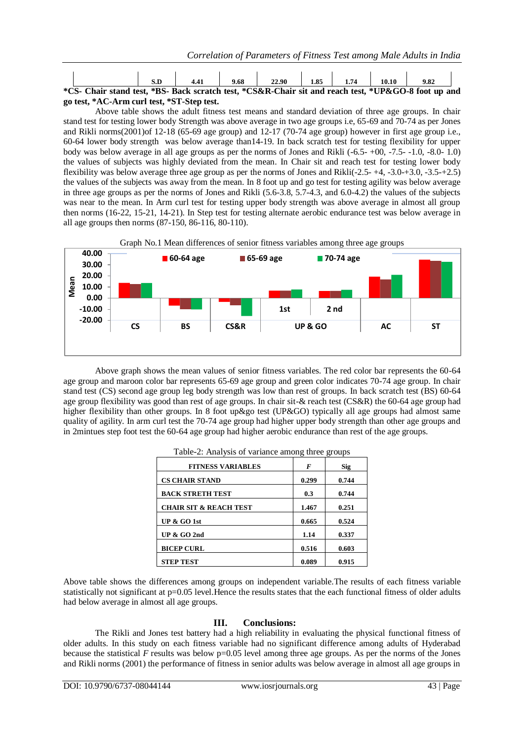| | S.D | 4.41 | 9.68 | 22.90 | 1.85 | 1.74 | 10.10 | 9.82 |
|---|---|---|---|---|---|---|---|---|

***CS- Chair stand test, *BS- Back scratch test, *CS&R-Chair sit and reach test, *UP&GO-8 foot up and go test, *AC-Arm curl test, *ST-Step test.**

Above table shows the adult fitness test means and standard deviation of three age groups. In chair stand test for testing lower body Strength was above average in two age groups i.e, 65-69 and 70-74 as per Jones and Rikli norms(2001)of 12-18 (65-69 age group) and 12-17 (70-74 age group) however in first age group i.e., 60-64 lower body strength was below average than14-19. In back scratch test for testing flexibility for upper body was below average in all age groups as per the norms of Jones and Rikli (-6.5- +00, -7.5- -1.0, -8.0- 1.0) the values of subjects was highly deviated from the mean. In Chair sit and reach test for testing lower body flexibility was below average three age group as per the norms of Jones and Rikli(-2.5- +4, -3.0-+3.0, -3.5-+2.5) the values of the subjects was away from the mean. In 8 foot up and go test for testing agility was below average in three age groups as per the norms of Jones and Rikli (5.6-3.8, 5.7-4.3, and 6.0-4.2) the values of the subjects was near to the mean. In Arm curl test for testing upper body strength was above average in almost all group then norms (16-22, 15-21, 14-21). In Step test for testing alternate aerobic endurance test was below average in all age groups then norms (87-150, 86-116, 80-110).

Graph No.1 Mean differences of senior fitness variables among three age groups

Above graph shows the mean values of senior fitness variables. The red color bar represents the 60-64 age group and maroon color bar represents 65-69 age group and green color indicates 70-74 age group. In chair stand test (CS) second age group leg body strength was low than rest of groups. In back scratch test (BS) 60-64 age group flexibility was good than rest of age groups. In chair sit-& reach test (CS&R) the 60-64 age group had higher flexibility than other groups. In 8 foot up&go test (UP&GO) typically all age groups had almost same quality of agility. In arm curl test the 70-74 age group had higher upper body strength than other age groups and in 2mintues step foot test the 60-64 age group had higher aerobic endurance than rest of the age groups.

Table-2: Analysis of variance among three groups

| FITNESS VARIABLES | $F$ | Sig |
|---|---|---|
| CS CHAIR STAND | 0.299 | 0.744 |
| BACK STRETH TEST | 0.3 | 0.744 |
| CHAIR SIT & REACH TEST | 1.467 | 0.251 |
| UP & GO 1st | 0.665 | 0.524 |
| UP & GO 2nd | 1.14 | 0.337 |
| BICEP CURL | 0.516 | 0.603 |
| STEP TEST | 0.089 | 0.915 |

Above table shows the differences among groups on independent variable.The results of each fitness variable statistically not significant at p=0.05 level.Hence the results states that the each functional fitness of older adults had below average in almost all age groups.

## III. Conclusions:

The Rikli and Jones test battery had a high reliability in evaluating the physical functional fitness of older adults. In this study on each fitness variable had no significant difference among adults of Hyderabad because the statistical $F$ results was below p=0.05 level among three age groups. As per the norms of the Jones and Rikli norms (2001) the performance of fitness in senior adults was below average in almost all age groups in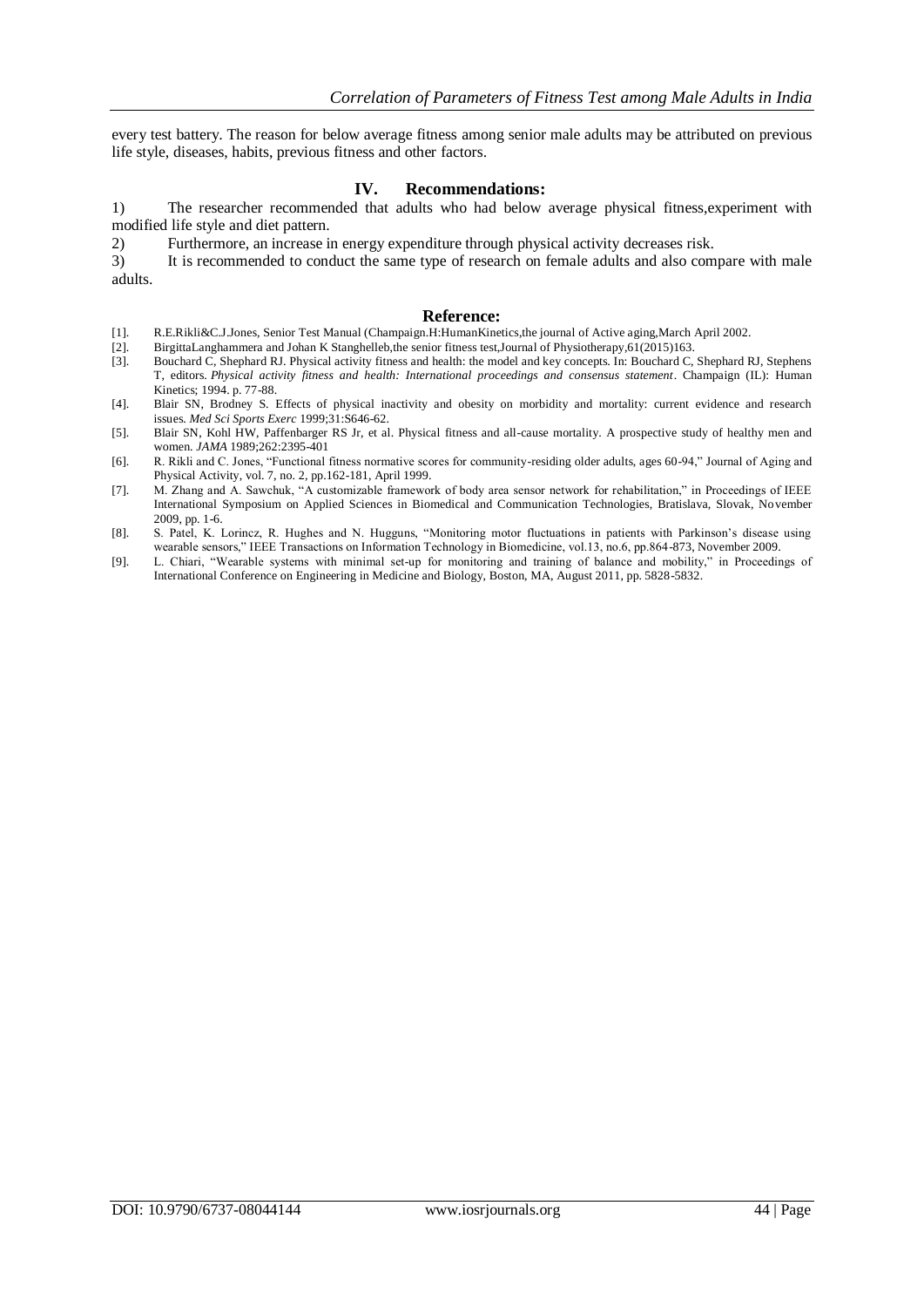every test battery. The reason for below average fitness among senior male adults may be attributed on previous life style, diseases, habits, previous fitness and other factors.

## IV. Recommendations:

1) The researcher recommended that adults who had below average physical fitness,experiment with modified life style and diet pattern.
2) Furthermore, an increase in energy expenditure through physical activity decreases risk.
3) It is recommended to conduct the same type of research on female adults and also compare with male adults.

## Reference:

[1]. R.E.Rikli&C.J.Jones, Senior Test Manual (Champaign.H:HumanKinetics,the journal of Active aging,March April 2002.
[2]. BirgittaLanghammera and Johan K Stanghelleb,the senior fitness test,Journal of Physiotherapy,61(2015)163.
[3]. Bouchard C, Shephard RJ. Physical activity fitness and health: the model and key concepts. In: Bouchard C, Shephard RJ, Stephens T, editors. *Physical activity fitness and health: International proceedings and consensus statement*. Champaign (IL): Human Kinetics; 1994. p. 77-88.
[4]. Blair SN, Brodney S. Effects of physical inactivity and obesity on morbidity and mortality: current evidence and research issues. *Med Sci Sports Exerc* 1999;31:S646-62.
[5]. Blair SN, Kohl HW, Paffenbarger RS Jr, et al. Physical fitness and all-cause mortality. A prospective study of healthy men and women. *JAMA* 1989;262:2395-401
[6]. R. Rikli and C. Jones, "Functional fitness normative scores for community-residing older adults, ages 60-94," Journal of Aging and Physical Activity, vol. 7, no. 2, pp.162-181, April 1999.
[7]. M. Zhang and A. Sawchuk, "A customizable framework of body area sensor network for rehabilitation," in Proceedings of IEEE International Symposium on Applied Sciences in Biomedical and Communication Technologies, Bratislava, Slovak, November 2009, pp. 1-6.
[8]. S. Patel, K. Lorincz, R. Hughes and N. Hugguns, "Monitoring motor fluctuations in patients with Parkinson's disease using wearable sensors," IEEE Transactions on Information Technology in Biomedicine, vol.13, no.6, pp.864-873, November 2009.
[9]. L. Chiari, "Wearable systems with minimal set-up for monitoring and training of balance and mobility," in Proceedings of International Conference on Engineering in Medicine and Biology, Boston, MA, August 2011, pp. 5828-5832.